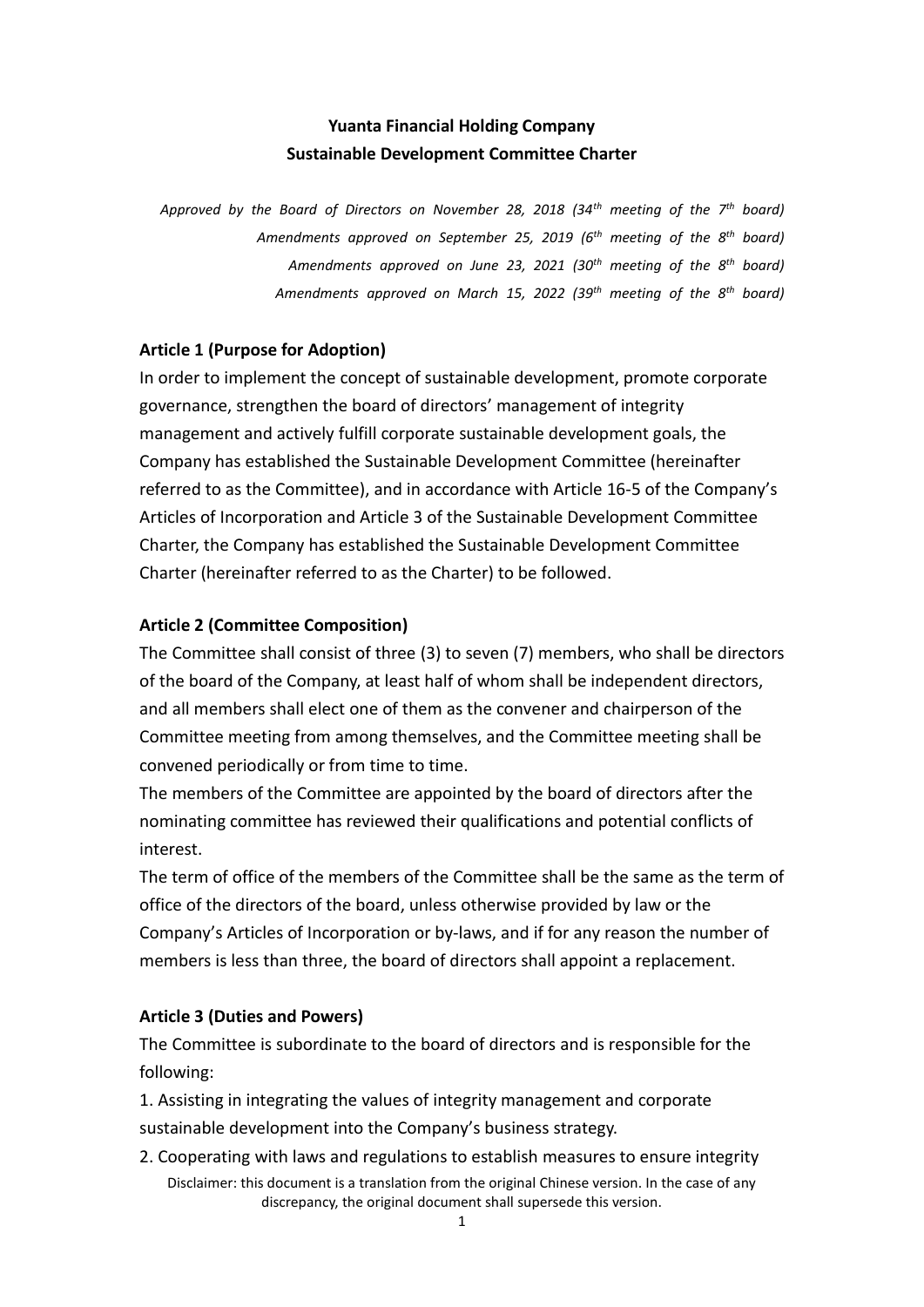**Yuanta Financial Holding Company**
**Sustainable Development Committee Charter**

*Approved by the Board of Directors on November 28, 2018 (34th meeting of the 7th board)*
*Amendments approved on September 25, 2019 (6th meeting of the 8th board)*
*Amendments approved on June 23, 2021 (30th meeting of the 8th board)*
*Amendments approved on March 15, 2022 (39th meeting of the 8th board)*

**Article 1 (Purpose for Adoption)**

In order to implement the concept of sustainable development, promote corporate governance, strengthen the board of directors' management of integrity management and actively fulfill corporate sustainable development goals, the Company has established the Sustainable Development Committee (hereinafter referred to as the Committee), and in accordance with Article 16-5 of the Company's Articles of Incorporation and Article 3 of the Sustainable Development Committee Charter, the Company has established the Sustainable Development Committee Charter (hereinafter referred to as the Charter) to be followed.

**Article 2 (Committee Composition)**

The Committee shall consist of three (3) to seven (7) members, who shall be directors of the board of the Company, at least half of whom shall be independent directors, and all members shall elect one of them as the convener and chairperson of the Committee meeting from among themselves, and the Committee meeting shall be convened periodically or from time to time.

The members of the Committee are appointed by the board of directors after the nominating committee has reviewed their qualifications and potential conflicts of interest.

The term of office of the members of the Committee shall be the same as the term of office of the directors of the board, unless otherwise provided by law or the Company's Articles of Incorporation or by-laws, and if for any reason the number of members is less than three, the board of directors shall appoint a replacement.

**Article 3 (Duties and Powers)**

The Committee is subordinate to the board of directors and is responsible for the following:

1. Assisting in integrating the values of integrity management and corporate sustainable development into the Company's business strategy.
2. Cooperating with laws and regulations to establish measures to ensure integrity

Disclaimer: this document is a translation from the original Chinese version. In the case of any discrepancy, the original document shall supersede this version.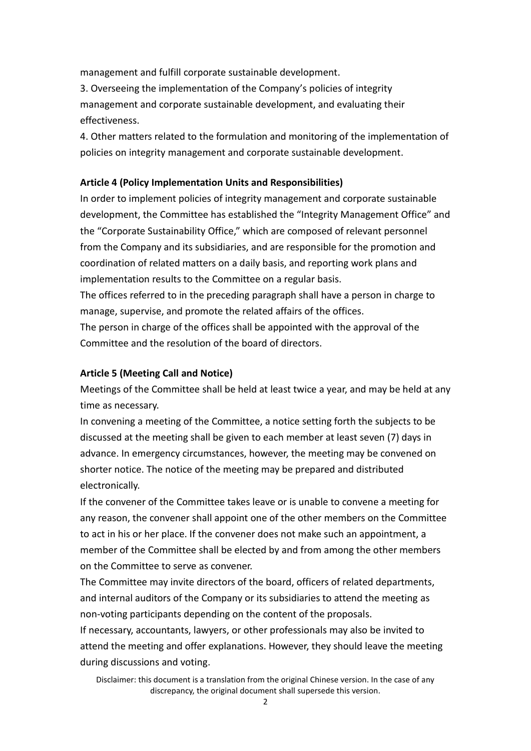management and fulfill corporate sustainable development.

3. Overseeing the implementation of the Company's policies of integrity management and corporate sustainable development, and evaluating their effectiveness.

4. Other matters related to the formulation and monitoring of the implementation of policies on integrity management and corporate sustainable development.

**Article 4 (Policy Implementation Units and Responsibilities)**

In order to implement policies of integrity management and corporate sustainable development, the Committee has established the "Integrity Management Office" and the "Corporate Sustainability Office," which are composed of relevant personnel from the Company and its subsidiaries, and are responsible for the promotion and coordination of related matters on a daily basis, and reporting work plans and implementation results to the Committee on a regular basis.

The offices referred to in the preceding paragraph shall have a person in charge to manage, supervise, and promote the related affairs of the offices.

The person in charge of the offices shall be appointed with the approval of the Committee and the resolution of the board of directors.

**Article 5 (Meeting Call and Notice)**

Meetings of the Committee shall be held at least twice a year, and may be held at any time as necessary.

In convening a meeting of the Committee, a notice setting forth the subjects to be discussed at the meeting shall be given to each member at least seven (7) days in advance. In emergency circumstances, however, the meeting may be convened on shorter notice. The notice of the meeting may be prepared and distributed electronically.

If the convener of the Committee takes leave or is unable to convene a meeting for any reason, the convener shall appoint one of the other members on the Committee to act in his or her place. If the convener does not make such an appointment, a member of the Committee shall be elected by and from among the other members on the Committee to serve as convener.

The Committee may invite directors of the board, officers of related departments, and internal auditors of the Company or its subsidiaries to attend the meeting as non-voting participants depending on the content of the proposals.

If necessary, accountants, lawyers, or other professionals may also be invited to attend the meeting and offer explanations. However, they should leave the meeting during discussions and voting.

Disclaimer: this document is a translation from the original Chinese version. In the case of any discrepancy, the original document shall supersede this version.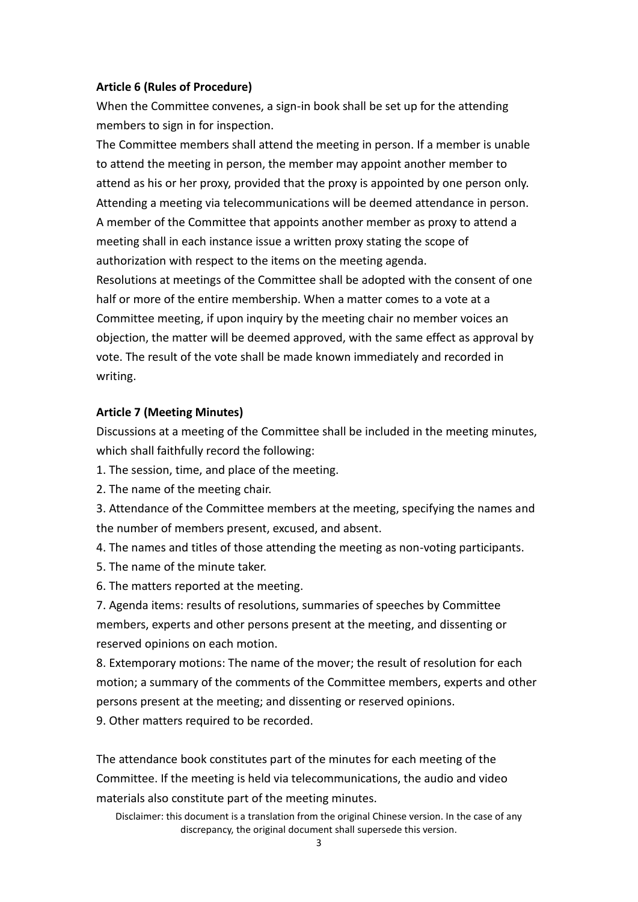**Article 6 (Rules of Procedure)**

When the Committee convenes, a sign-in book shall be set up for the attending members to sign in for inspection.

The Committee members shall attend the meeting in person. If a member is unable to attend the meeting in person, the member may appoint another member to attend as his or her proxy, provided that the proxy is appointed by one person only. Attending a meeting via telecommunications will be deemed attendance in person.

A member of the Committee that appoints another member as proxy to attend a meeting shall in each instance issue a written proxy stating the scope of authorization with respect to the items on the meeting agenda.

Resolutions at meetings of the Committee shall be adopted with the consent of one half or more of the entire membership. When a matter comes to a vote at a Committee meeting, if upon inquiry by the meeting chair no member voices an objection, the matter will be deemed approved, with the same effect as approval by vote. The result of the vote shall be made known immediately and recorded in writing.

**Article 7 (Meeting Minutes)**

Discussions at a meeting of the Committee shall be included in the meeting minutes, which shall faithfully record the following:

1. The session, time, and place of the meeting.
2. The name of the meeting chair.
3. Attendance of the Committee members at the meeting, specifying the names and the number of members present, excused, and absent.
4. The names and titles of those attending the meeting as non-voting participants.
5. The name of the minute taker.
6. The matters reported at the meeting.
7. Agenda items: results of resolutions, summaries of speeches by Committee members, experts and other persons present at the meeting, and dissenting or reserved opinions on each motion.
8. Extemporary motions: The name of the mover; the result of resolution for each motion; a summary of the comments of the Committee members, experts and other persons present at the meeting; and dissenting or reserved opinions.
9. Other matters required to be recorded.

The attendance book constitutes part of the minutes for each meeting of the Committee. If the meeting is held via telecommunications, the audio and video materials also constitute part of the meeting minutes.

Disclaimer: this document is a translation from the original Chinese version. In the case of any discrepancy, the original document shall supersede this version.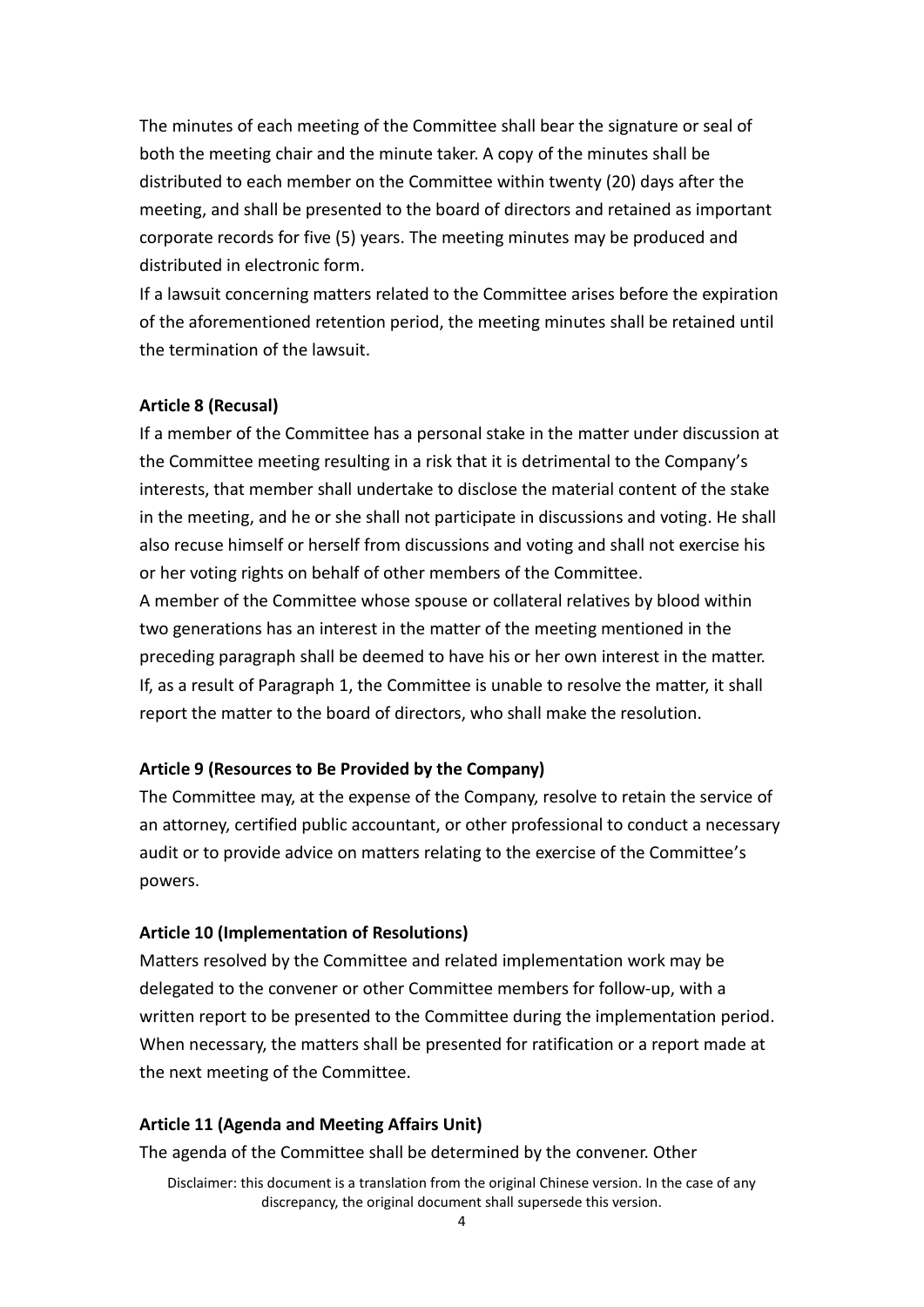The minutes of each meeting of the Committee shall bear the signature or seal of both the meeting chair and the minute taker. A copy of the minutes shall be distributed to each member on the Committee within twenty (20) days after the meeting, and shall be presented to the board of directors and retained as important corporate records for five (5) years. The meeting minutes may be produced and distributed in electronic form.

If a lawsuit concerning matters related to the Committee arises before the expiration of the aforementioned retention period, the meeting minutes shall be retained until the termination of the lawsuit.

**Article 8 (Recusal)**

If a member of the Committee has a personal stake in the matter under discussion at the Committee meeting resulting in a risk that it is detrimental to the Company's interests, that member shall undertake to disclose the material content of the stake in the meeting, and he or she shall not participate in discussions and voting. He shall also recuse himself or herself from discussions and voting and shall not exercise his or her voting rights on behalf of other members of the Committee.

A member of the Committee whose spouse or collateral relatives by blood within two generations has an interest in the matter of the meeting mentioned in the preceding paragraph shall be deemed to have his or her own interest in the matter.

If, as a result of Paragraph 1, the Committee is unable to resolve the matter, it shall report the matter to the board of directors, who shall make the resolution.

**Article 9 (Resources to Be Provided by the Company)**

The Committee may, at the expense of the Company, resolve to retain the service of an attorney, certified public accountant, or other professional to conduct a necessary audit or to provide advice on matters relating to the exercise of the Committee's powers.

**Article 10 (Implementation of Resolutions)**

Matters resolved by the Committee and related implementation work may be delegated to the convener or other Committee members for follow-up, with a written report to be presented to the Committee during the implementation period. When necessary, the matters shall be presented for ratification or a report made at the next meeting of the Committee.

**Article 11 (Agenda and Meeting Affairs Unit)**

The agenda of the Committee shall be determined by the convener. Other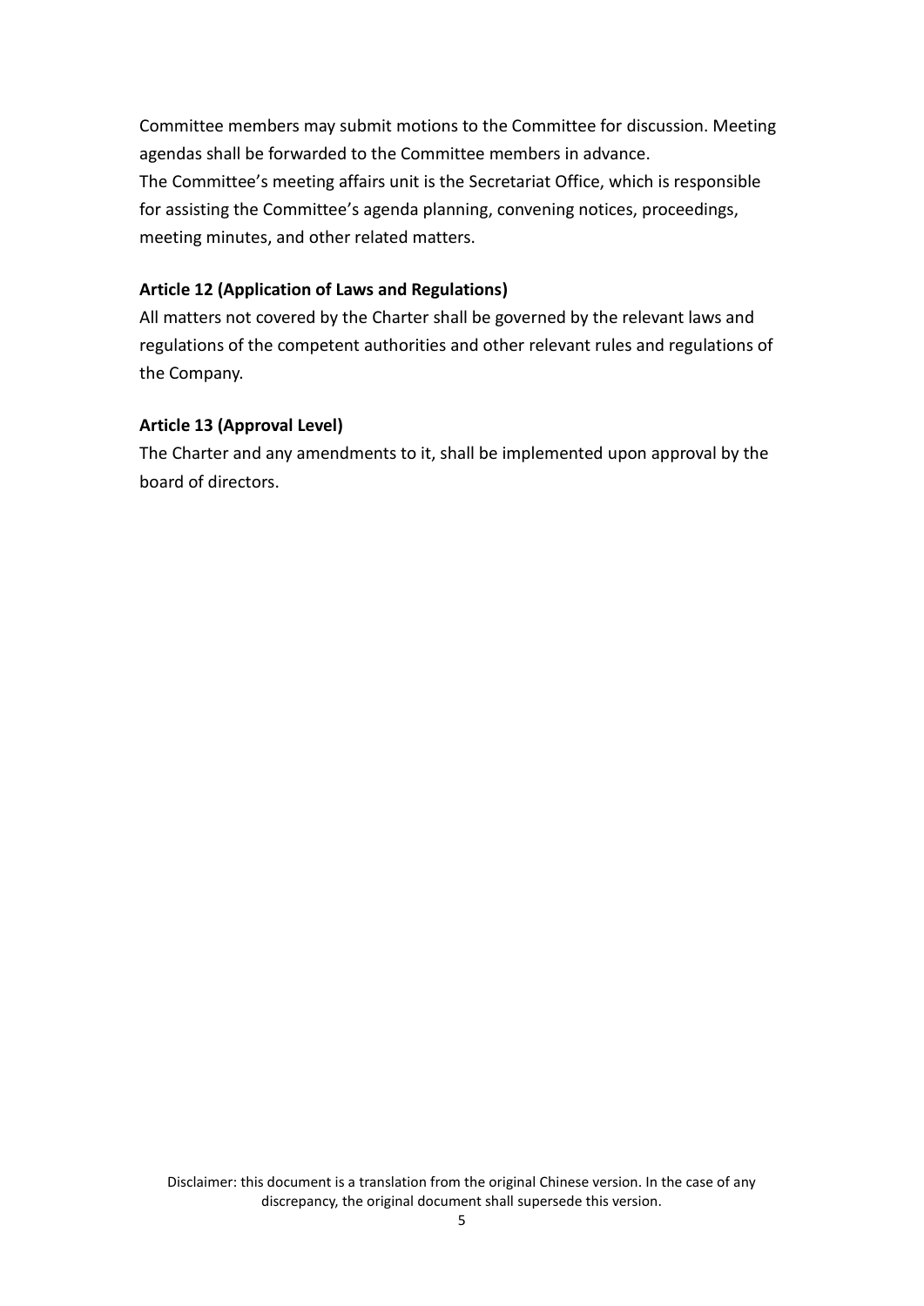Committee members may submit motions to the Committee for discussion. Meeting agendas shall be forwarded to the Committee members in advance.
The Committee's meeting affairs unit is the Secretariat Office, which is responsible for assisting the Committee's agenda planning, convening notices, proceedings, meeting minutes, and other related matters.

**Article 12 (Application of Laws and Regulations)**

All matters not covered by the Charter shall be governed by the relevant laws and regulations of the competent authorities and other relevant rules and regulations of the Company.

**Article 13 (Approval Level)**

The Charter and any amendments to it, shall be implemented upon approval by the board of directors.

Disclaimer: this document is a translation from the original Chinese version. In the case of any discrepancy, the original document shall supersede this version.